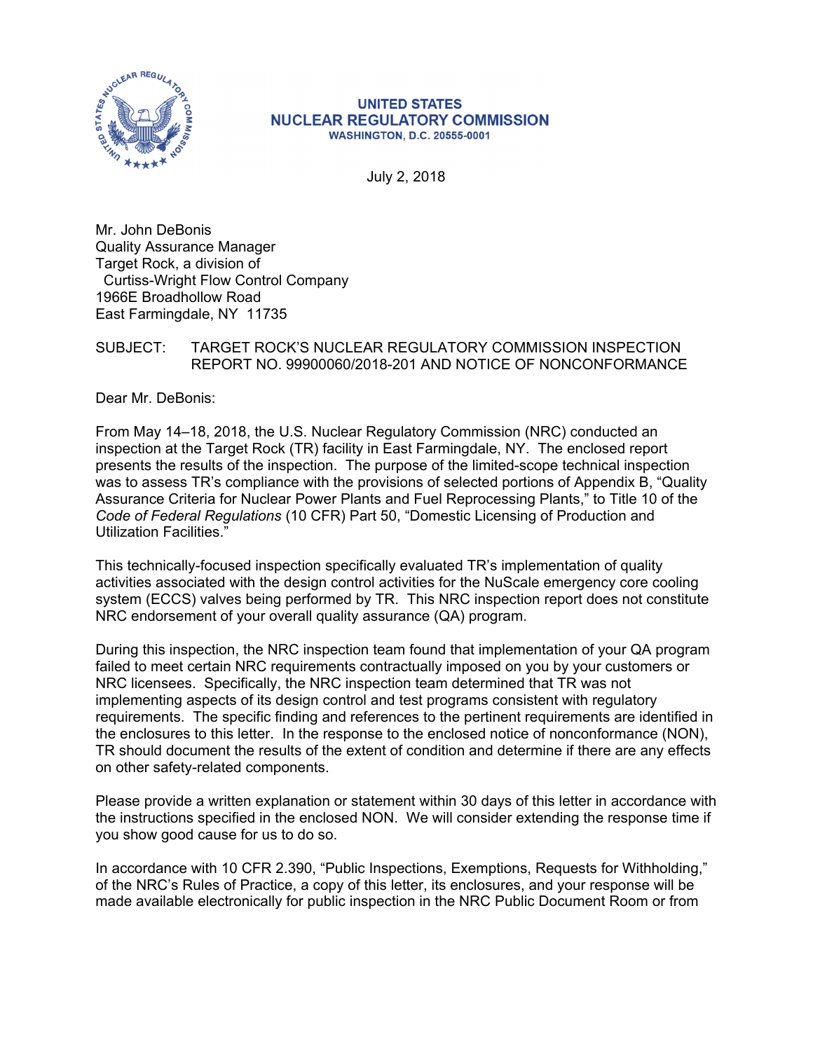**UNITED STATES**
**NUCLEAR REGULATORY COMMISSION**
WASHINGTON, D.C. 20555-0001

July 2, 2018

Mr. John DeBonis
Quality Assurance Manager
Target Rock, a division of
Curtiss-Wright Flow Control Company
1966E Broadhollow Road
East Farmingdale, NY 11735

SUBJECT: TARGET ROCK'S NUCLEAR REGULATORY COMMISSION INSPECTION REPORT NO. 99900060/2018-201 AND NOTICE OF NONCONFORMANCE

Dear Mr. DeBonis:

From May 14–18, 2018, the U.S. Nuclear Regulatory Commission (NRC) conducted an inspection at the Target Rock (TR) facility in East Farmingdale, NY. The enclosed report presents the results of the inspection. The purpose of the limited-scope technical inspection was to assess TR's compliance with the provisions of selected portions of Appendix B, "Quality Assurance Criteria for Nuclear Power Plants and Fuel Reprocessing Plants," to Title 10 of the *Code of Federal Regulations* (10 CFR) Part 50, "Domestic Licensing of Production and Utilization Facilities."

This technically-focused inspection specifically evaluated TR's implementation of quality activities associated with the design control activities for the NuScale emergency core cooling system (ECCS) valves being performed by TR. This NRC inspection report does not constitute NRC endorsement of your overall quality assurance (QA) program.

During this inspection, the NRC inspection team found that implementation of your QA program failed to meet certain NRC requirements contractually imposed on you by your customers or NRC licensees. Specifically, the NRC inspection team determined that TR was not implementing aspects of its design control and test programs consistent with regulatory requirements. The specific finding and references to the pertinent requirements are identified in the enclosures to this letter. In the response to the enclosed notice of nonconformance (NON), TR should document the results of the extent of condition and determine if there are any effects on other safety-related components.

Please provide a written explanation or statement within 30 days of this letter in accordance with the instructions specified in the enclosed NON. We will consider extending the response time if you show good cause for us to do so.

In accordance with 10 CFR 2.390, "Public Inspections, Exemptions, Requests for Withholding," of the NRC's Rules of Practice, a copy of this letter, its enclosures, and your response will be made available electronically for public inspection in the NRC Public Document Room or from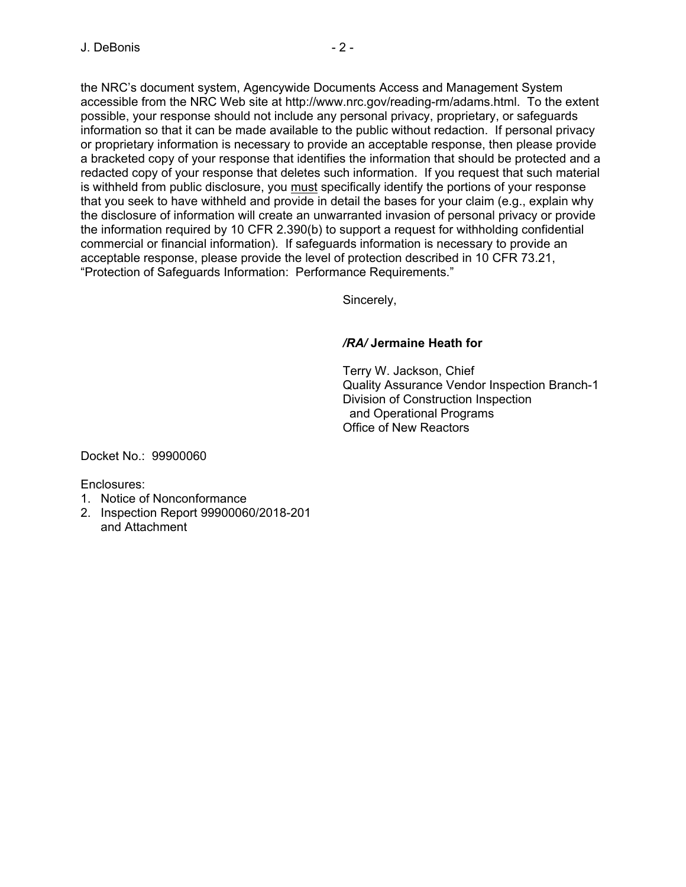the NRC's document system, Agencywide Documents Access and Management System accessible from the NRC Web site at http://www.nrc.gov/reading-rm/adams.html. To the extent possible, your response should not include any personal privacy, proprietary, or safeguards information so that it can be made available to the public without redaction. If personal privacy or proprietary information is necessary to provide an acceptable response, then please provide a bracketed copy of your response that identifies the information that should be protected and a redacted copy of your response that deletes such information. If you request that such material is withheld from public disclosure, you must specifically identify the portions of your response that you seek to have withheld and provide in detail the bases for your claim (e.g., explain why the disclosure of information will create an unwarranted invasion of personal privacy or provide the information required by 10 CFR 2.390(b) to support a request for withholding confidential commercial or financial information). If safeguards information is necessary to provide an acceptable response, please provide the level of protection described in 10 CFR 73.21, "Protection of Safeguards Information: Performance Requirements."

Sincerely,

***/RA/* Jermaine Heath for**

Terry W. Jackson, Chief
Quality Assurance Vendor Inspection Branch-1
Division of Construction Inspection
and Operational Programs
Office of New Reactors

Docket No.: 99900060

Enclosures:
1. Notice of Nonconformance
2. Inspection Report 99900060/2018-201
   and Attachment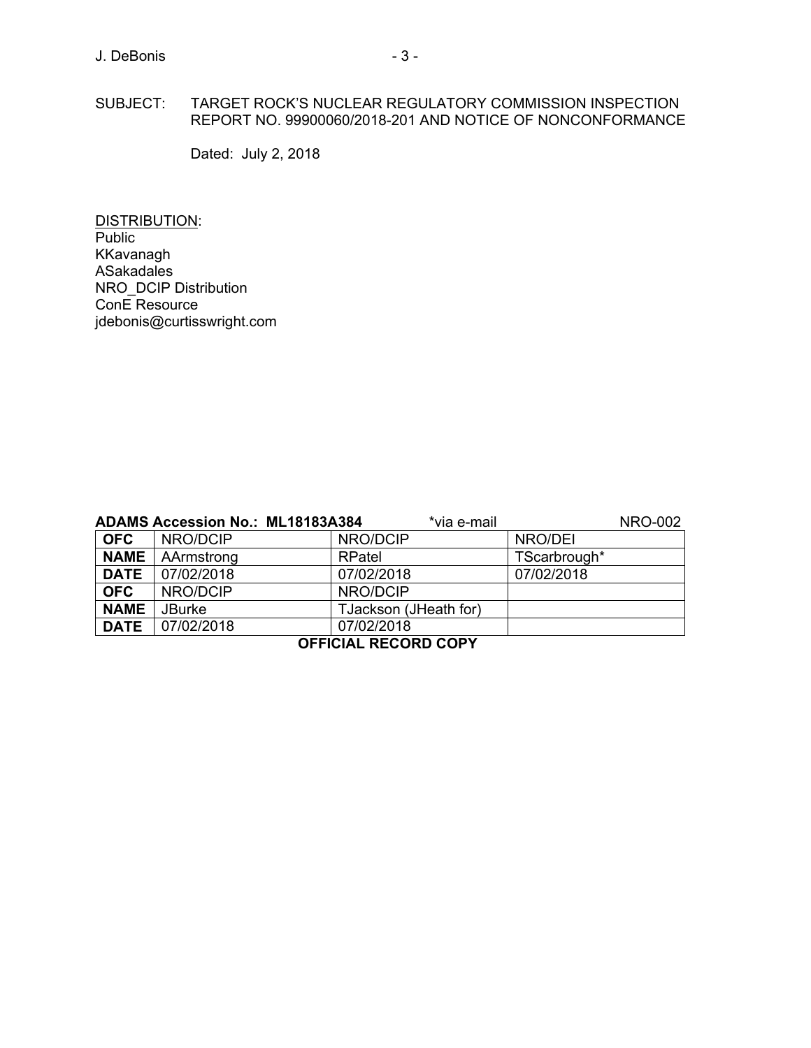SUBJECT: TARGET ROCK'S NUCLEAR REGULATORY COMMISSION INSPECTION REPORT NO. 99900060/2018-201 AND NOTICE OF NONCONFORMANCE

Dated: July 2, 2018

DISTRIBUTION:
Public
KKavanagh
ASakadales
NRO_DCIP Distribution
ConE Resource
jdebonis@curtisswright.com

**ADAMS Accession No.: ML18183A384** *via e-mail NRO-002

| **OFC** | NRO/DCIP | NRO/DCIP | NRO/DEI |
|---|---|---|---|
| **NAME** | AArmstrong | RPatel | TScarbrough* |
| **DATE** | 07/02/2018 | 07/02/2018 | 07/02/2018 |
| **OFC** | NRO/DCIP | NRO/DCIP | |
| **NAME** | JBurke | TJackson (JHeath for) | |
| **DATE** | 07/02/2018 | 07/02/2018 | |

**OFFICIAL RECORD COPY**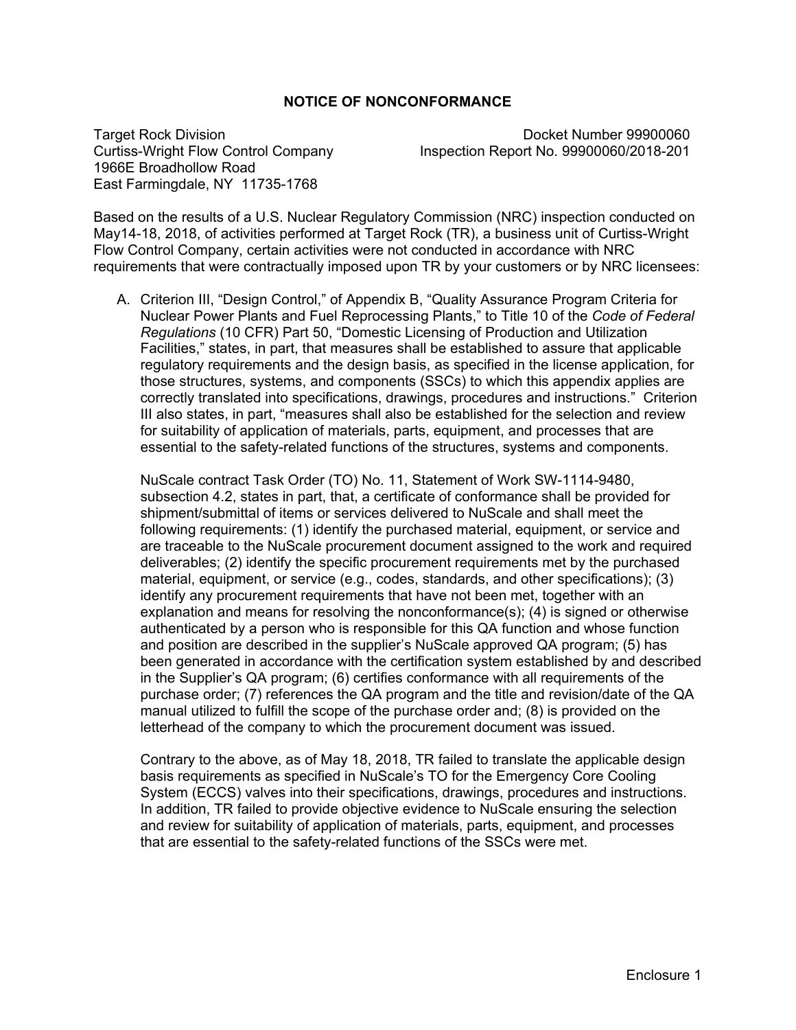# NOTICE OF NONCONFORMANCE

Target Rock Division
Curtiss-Wright Flow Control Company
1966E Broadhollow Road
East Farmingdale, NY 11735-1768

Docket Number 99900060
Inspection Report No. 99900060/2018-201

Based on the results of a U.S. Nuclear Regulatory Commission (NRC) inspection conducted on May14-18, 2018, of activities performed at Target Rock (TR), a business unit of Curtiss-Wright Flow Control Company, certain activities were not conducted in accordance with NRC requirements that were contractually imposed upon TR by your customers or by NRC licensees:

A. Criterion III, "Design Control," of Appendix B, "Quality Assurance Program Criteria for Nuclear Power Plants and Fuel Reprocessing Plants," to Title 10 of the *Code of Federal Regulations* (10 CFR) Part 50, "Domestic Licensing of Production and Utilization Facilities," states, in part, that measures shall be established to assure that applicable regulatory requirements and the design basis, as specified in the license application, for those structures, systems, and components (SSCs) to which this appendix applies are correctly translated into specifications, drawings, procedures and instructions." Criterion III also states, in part, "measures shall also be established for the selection and review for suitability of application of materials, parts, equipment, and processes that are essential to the safety-related functions of the structures, systems and components.

   NuScale contract Task Order (TO) No. 11, Statement of Work SW-1114-9480, subsection 4.2, states in part, that, a certificate of conformance shall be provided for shipment/submittal of items or services delivered to NuScale and shall meet the following requirements: (1) identify the purchased material, equipment, or service and are traceable to the NuScale procurement document assigned to the work and required deliverables; (2) identify the specific procurement requirements met by the purchased material, equipment, or service (e.g., codes, standards, and other specifications); (3) identify any procurement requirements that have not been met, together with an explanation and means for resolving the nonconformance(s); (4) is signed or otherwise authenticated by a person who is responsible for this QA function and whose function and position are described in the supplier's NuScale approved QA program; (5) has been generated in accordance with the certification system established by and described in the Supplier's QA program; (6) certifies conformance with all requirements of the purchase order; (7) references the QA program and the title and revision/date of the QA manual utilized to fulfill the scope of the purchase order and; (8) is provided on the letterhead of the company to which the procurement document was issued.

   Contrary to the above, as of May 18, 2018, TR failed to translate the applicable design basis requirements as specified in NuScale's TO for the Emergency Core Cooling System (ECCS) valves into their specifications, drawings, procedures and instructions. In addition, TR failed to provide objective evidence to NuScale ensuring the selection and review for suitability of application of materials, parts, equipment, and processes that are essential to the safety-related functions of the SSCs were met.

Enclosure 1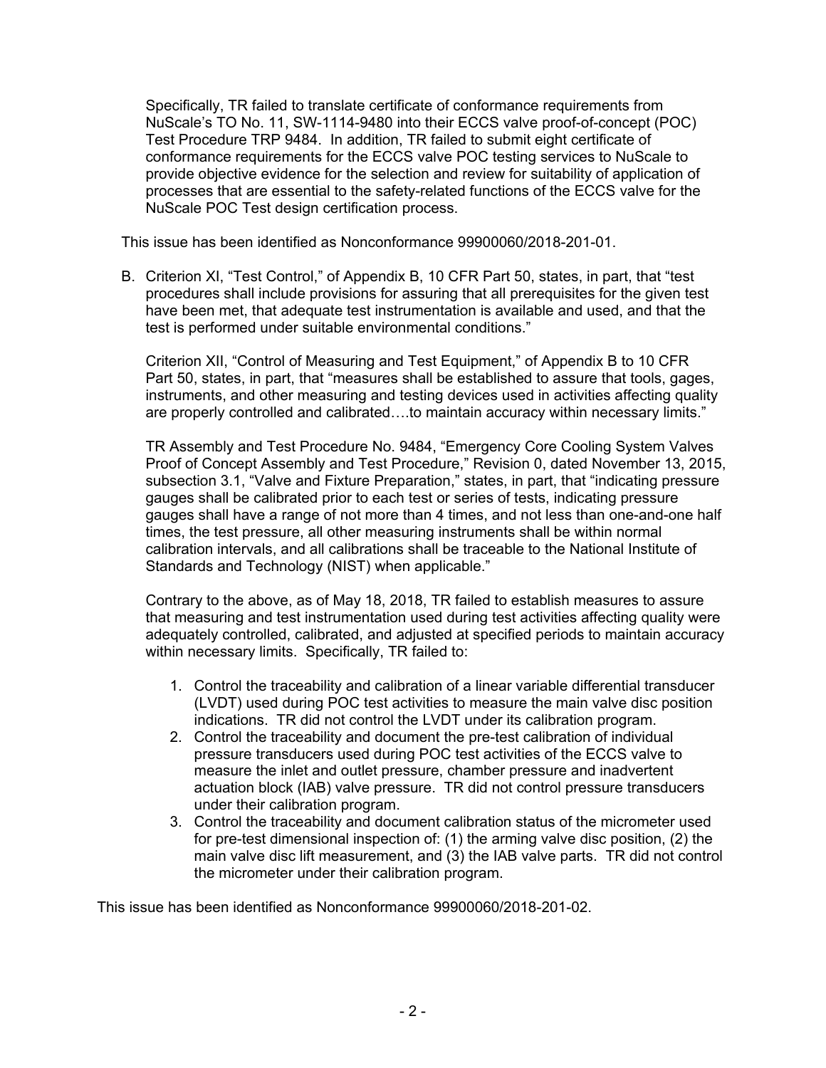Specifically, TR failed to translate certificate of conformance requirements from NuScale's TO No. 11, SW-1114-9480 into their ECCS valve proof-of-concept (POC) Test Procedure TRP 9484. In addition, TR failed to submit eight certificate of conformance requirements for the ECCS valve POC testing services to NuScale to provide objective evidence for the selection and review for suitability of application of processes that are essential to the safety-related functions of the ECCS valve for the NuScale POC Test design certification process.

This issue has been identified as Nonconformance 99900060/2018-201-01.

B. Criterion XI, "Test Control," of Appendix B, 10 CFR Part 50, states, in part, that "test procedures shall include provisions for assuring that all prerequisites for the given test have been met, that adequate test instrumentation is available and used, and that the test is performed under suitable environmental conditions."

   Criterion XII, "Control of Measuring and Test Equipment," of Appendix B to 10 CFR Part 50, states, in part, that "measures shall be established to assure that tools, gages, instruments, and other measuring and testing devices used in activities affecting quality are properly controlled and calibrated….to maintain accuracy within necessary limits."

   TR Assembly and Test Procedure No. 9484, "Emergency Core Cooling System Valves Proof of Concept Assembly and Test Procedure," Revision 0, dated November 13, 2015, subsection 3.1, "Valve and Fixture Preparation," states, in part, that "indicating pressure gauges shall be calibrated prior to each test or series of tests, indicating pressure gauges shall have a range of not more than 4 times, and not less than one-and-one half times, the test pressure, all other measuring instruments shall be within normal calibration intervals, and all calibrations shall be traceable to the National Institute of Standards and Technology (NIST) when applicable."

   Contrary to the above, as of May 18, 2018, TR failed to establish measures to assure that measuring and test instrumentation used during test activities affecting quality were adequately controlled, calibrated, and adjusted at specified periods to maintain accuracy within necessary limits. Specifically, TR failed to:

   1. Control the traceability and calibration of a linear variable differential transducer (LVDT) used during POC test activities to measure the main valve disc position indications. TR did not control the LVDT under its calibration program.
   2. Control the traceability and document the pre-test calibration of individual pressure transducers used during POC test activities of the ECCS valve to measure the inlet and outlet pressure, chamber pressure and inadvertent actuation block (IAB) valve pressure. TR did not control pressure transducers under their calibration program.
   3. Control the traceability and document calibration status of the micrometer used for pre-test dimensional inspection of: (1) the arming valve disc position, (2) the main valve disc lift measurement, and (3) the IAB valve parts. TR did not control the micrometer under their calibration program.

This issue has been identified as Nonconformance 99900060/2018-201-02.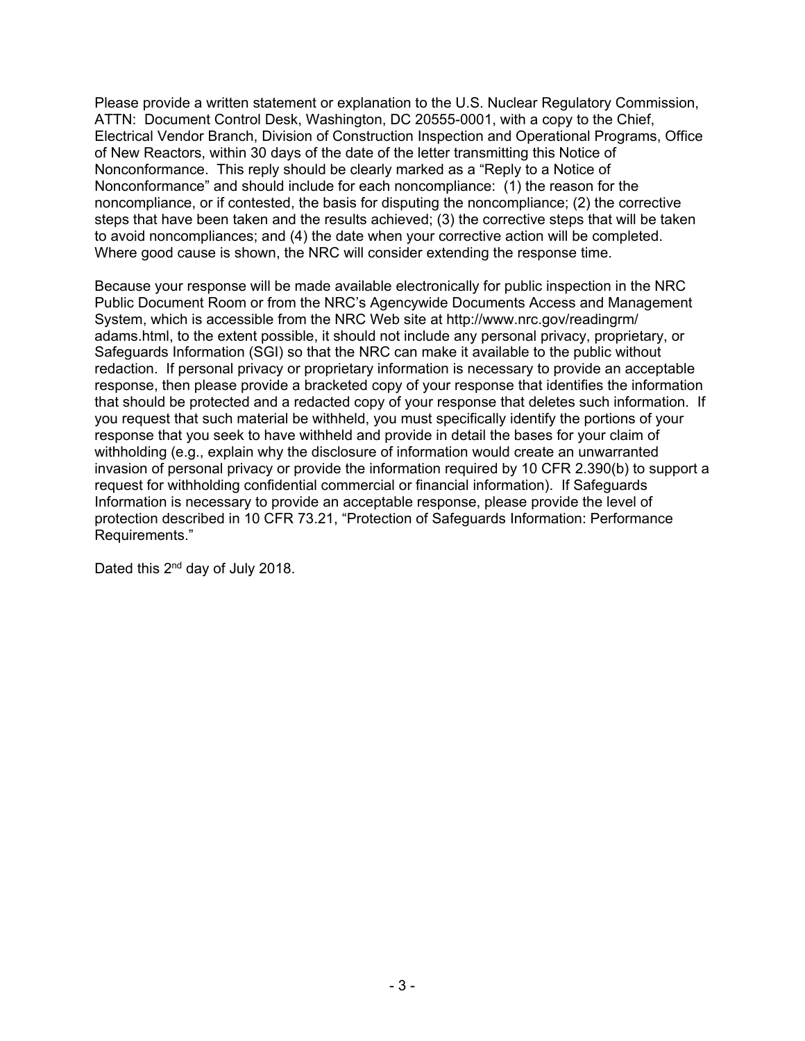Please provide a written statement or explanation to the U.S. Nuclear Regulatory Commission, ATTN: Document Control Desk, Washington, DC 20555-0001, with a copy to the Chief, Electrical Vendor Branch, Division of Construction Inspection and Operational Programs, Office of New Reactors, within 30 days of the date of the letter transmitting this Notice of Nonconformance. This reply should be clearly marked as a "Reply to a Notice of Nonconformance" and should include for each noncompliance: (1) the reason for the noncompliance, or if contested, the basis for disputing the noncompliance; (2) the corrective steps that have been taken and the results achieved; (3) the corrective steps that will be taken to avoid noncompliances; and (4) the date when your corrective action will be completed. Where good cause is shown, the NRC will consider extending the response time.

Because your response will be made available electronically for public inspection in the NRC Public Document Room or from the NRC's Agencywide Documents Access and Management System, which is accessible from the NRC Web site at http://www.nrc.gov/readingrm/adams.html, to the extent possible, it should not include any personal privacy, proprietary, or Safeguards Information (SGI) so that the NRC can make it available to the public without redaction. If personal privacy or proprietary information is necessary to provide an acceptable response, then please provide a bracketed copy of your response that identifies the information that should be protected and a redacted copy of your response that deletes such information. If you request that such material be withheld, you must specifically identify the portions of your response that you seek to have withheld and provide in detail the bases for your claim of withholding (e.g., explain why the disclosure of information would create an unwarranted invasion of personal privacy or provide the information required by 10 CFR 2.390(b) to support a request for withholding confidential commercial or financial information). If Safeguards Information is necessary to provide an acceptable response, please provide the level of protection described in 10 CFR 73.21, "Protection of Safeguards Information: Performance Requirements."

Dated this 2nd day of July 2018.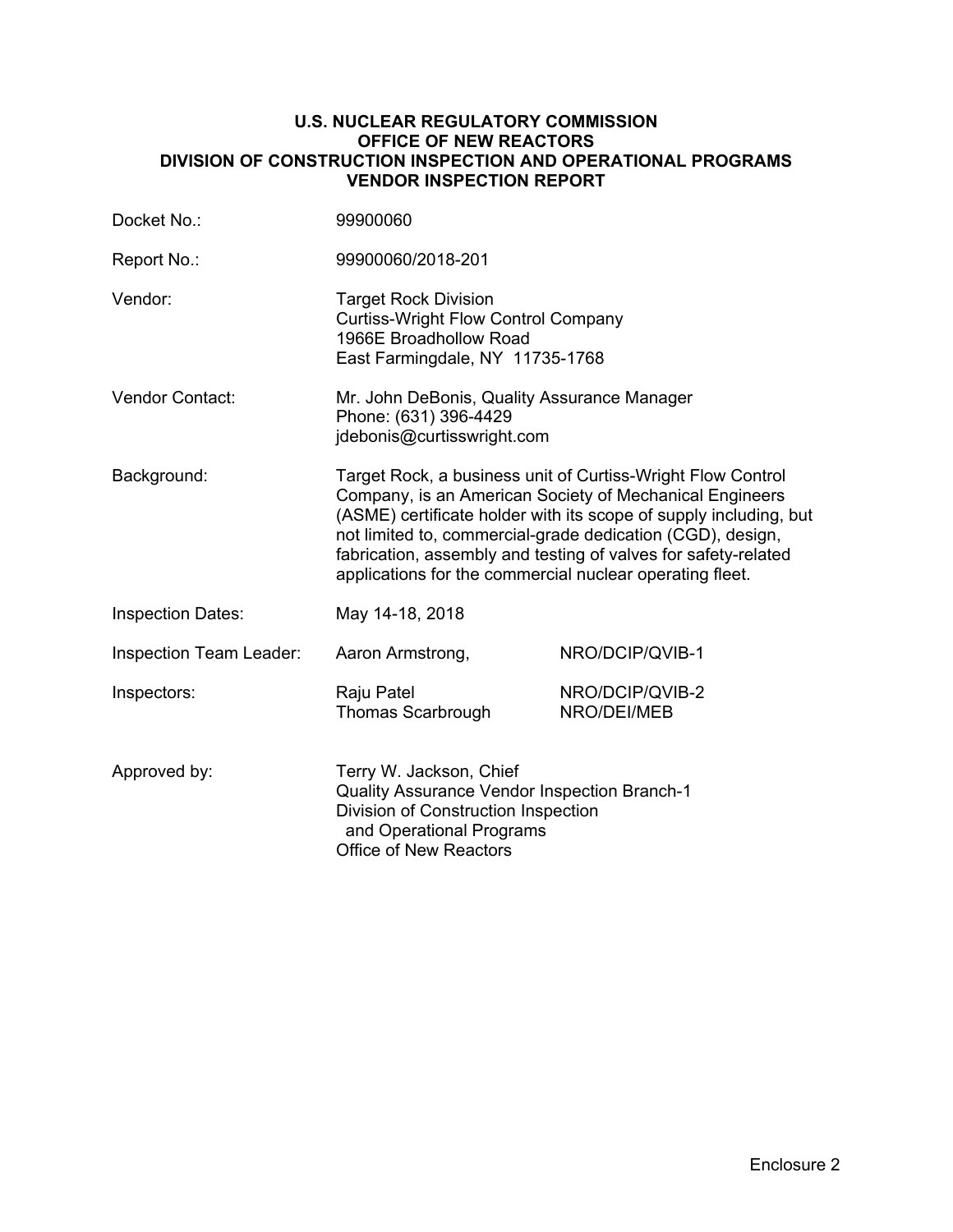**U.S. NUCLEAR REGULATORY COMMISSION**
**OFFICE OF NEW REACTORS**
**DIVISION OF CONSTRUCTION INSPECTION AND OPERATIONAL PROGRAMS**
**VENDOR INSPECTION REPORT**

| | | |
|---|---|---|
| Docket No.: | 99900060 | |
| Report No.: | 99900060/2018-201 | |
| Vendor: | Target Rock Division<br>Curtiss-Wright Flow Control Company<br>1966E Broadhollow Road<br>East Farmingdale, NY 11735-1768 | |
| Vendor Contact: | Mr. John DeBonis, Quality Assurance Manager<br>Phone: (631) 396-4429<br>jdebonis@curtisswright.com | |
| Background: | Target Rock, a business unit of Curtiss-Wright Flow Control Company, is an American Society of Mechanical Engineers (ASME) certificate holder with its scope of supply including, but not limited to, commercial-grade dedication (CGD), design, fabrication, assembly and testing of valves for safety-related applications for the commercial nuclear operating fleet. | |
| Inspection Dates: | May 14-18, 2018 | |
| Inspection Team Leader: | Aaron Armstrong, | NRO/DCIP/QVIB-1 |
| Inspectors: | Raju Patel<br>Thomas Scarbrough | NRO/DCIP/QVIB-2<br>NRO/DEI/MEB |
| Approved by: | Terry W. Jackson, Chief<br>Quality Assurance Vendor Inspection Branch-1<br>Division of Construction Inspection and Operational Programs<br>Office of New Reactors | |

Enclosure 2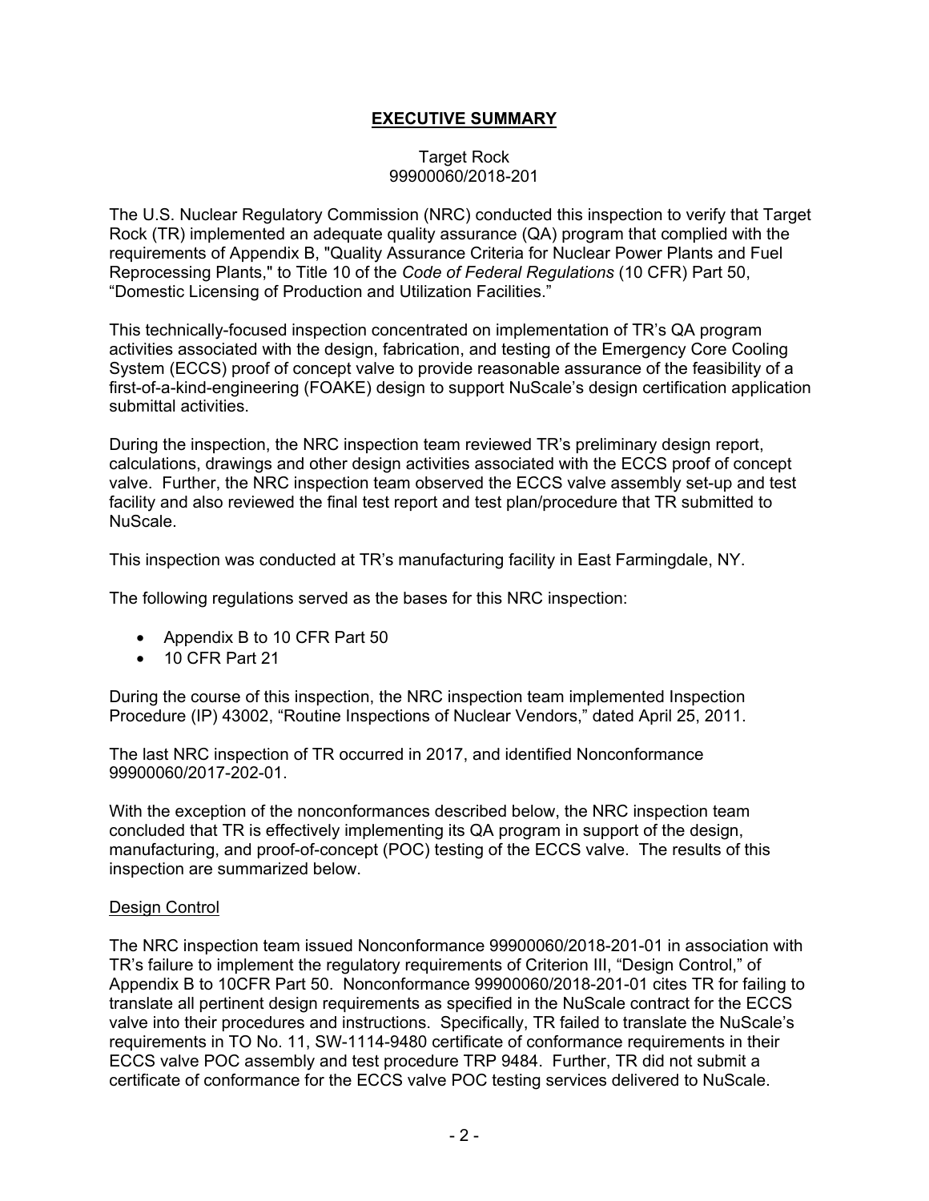## **EXECUTIVE SUMMARY**

Target Rock
99900060/2018-201

The U.S. Nuclear Regulatory Commission (NRC) conducted this inspection to verify that Target Rock (TR) implemented an adequate quality assurance (QA) program that complied with the requirements of Appendix B, "Quality Assurance Criteria for Nuclear Power Plants and Fuel Reprocessing Plants," to Title 10 of the *Code of Federal Regulations* (10 CFR) Part 50, "Domestic Licensing of Production and Utilization Facilities."

This technically-focused inspection concentrated on implementation of TR's QA program activities associated with the design, fabrication, and testing of the Emergency Core Cooling System (ECCS) proof of concept valve to provide reasonable assurance of the feasibility of a first-of-a-kind-engineering (FOAKE) design to support NuScale's design certification application submittal activities.

During the inspection, the NRC inspection team reviewed TR's preliminary design report, calculations, drawings and other design activities associated with the ECCS proof of concept valve. Further, the NRC inspection team observed the ECCS valve assembly set-up and test facility and also reviewed the final test report and test plan/procedure that TR submitted to NuScale.

This inspection was conducted at TR's manufacturing facility in East Farmingdale, NY.

The following regulations served as the bases for this NRC inspection:

- Appendix B to 10 CFR Part 50
- 10 CFR Part 21

During the course of this inspection, the NRC inspection team implemented Inspection Procedure (IP) 43002, "Routine Inspections of Nuclear Vendors," dated April 25, 2011.

The last NRC inspection of TR occurred in 2017, and identified Nonconformance 99900060/2017-202-01.

With the exception of the nonconformances described below, the NRC inspection team concluded that TR is effectively implementing its QA program in support of the design, manufacturing, and proof-of-concept (POC) testing of the ECCS valve. The results of this inspection are summarized below.

Design Control

The NRC inspection team issued Nonconformance 99900060/2018-201-01 in association with TR's failure to implement the regulatory requirements of Criterion III, "Design Control," of Appendix B to 10CFR Part 50. Nonconformance 99900060/2018-201-01 cites TR for failing to translate all pertinent design requirements as specified in the NuScale contract for the ECCS valve into their procedures and instructions. Specifically, TR failed to translate the NuScale's requirements in TO No. 11, SW-1114-9480 certificate of conformance requirements in their ECCS valve POC assembly and test procedure TRP 9484. Further, TR did not submit a certificate of conformance for the ECCS valve POC testing services delivered to NuScale.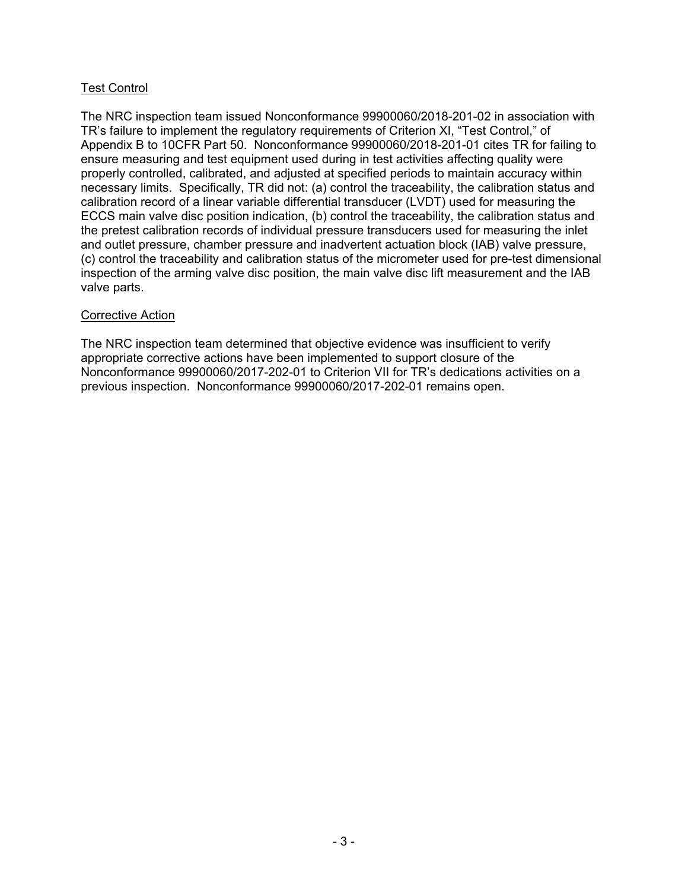Test Control

The NRC inspection team issued Nonconformance 99900060/2018-201-02 in association with TR's failure to implement the regulatory requirements of Criterion XI, "Test Control," of Appendix B to 10CFR Part 50. Nonconformance 99900060/2018-201-01 cites TR for failing to ensure measuring and test equipment used during in test activities affecting quality were properly controlled, calibrated, and adjusted at specified periods to maintain accuracy within necessary limits. Specifically, TR did not: (a) control the traceability, the calibration status and calibration record of a linear variable differential transducer (LVDT) used for measuring the ECCS main valve disc position indication, (b) control the traceability, the calibration status and the pretest calibration records of individual pressure transducers used for measuring the inlet and outlet pressure, chamber pressure and inadvertent actuation block (IAB) valve pressure, (c) control the traceability and calibration status of the micrometer used for pre-test dimensional inspection of the arming valve disc position, the main valve disc lift measurement and the IAB valve parts.

Corrective Action

The NRC inspection team determined that objective evidence was insufficient to verify appropriate corrective actions have been implemented to support closure of the Nonconformance 99900060/2017-202-01 to Criterion VII for TR's dedications activities on a previous inspection. Nonconformance 99900060/2017-202-01 remains open.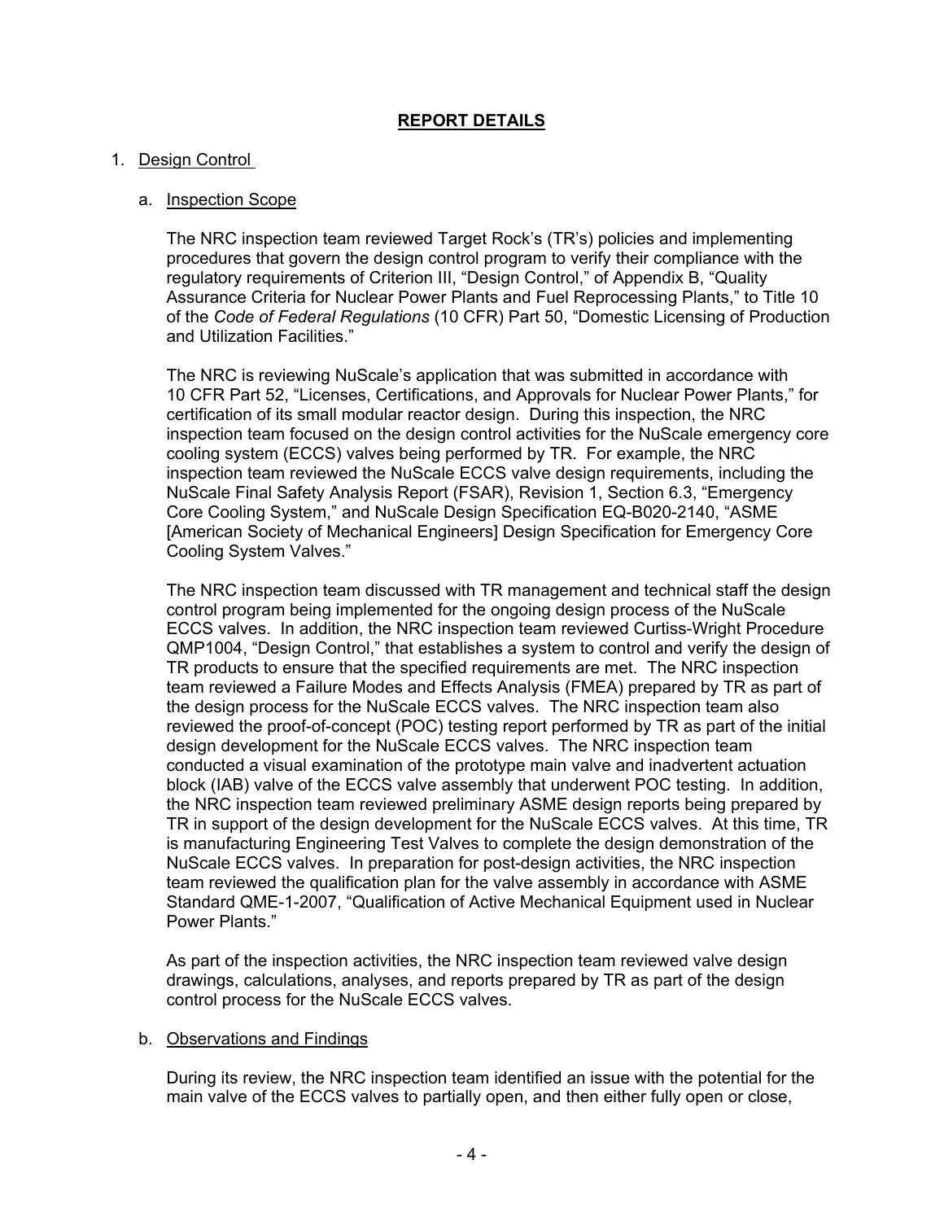## REPORT DETAILS

1. Design Control

   a. Inspection Scope

   The NRC inspection team reviewed Target Rock's (TR's) policies and implementing procedures that govern the design control program to verify their compliance with the regulatory requirements of Criterion III, "Design Control," of Appendix B, "Quality Assurance Criteria for Nuclear Power Plants and Fuel Reprocessing Plants," to Title 10 of the *Code of Federal Regulations* (10 CFR) Part 50, "Domestic Licensing of Production and Utilization Facilities."

   The NRC is reviewing NuScale's application that was submitted in accordance with 10 CFR Part 52, "Licenses, Certifications, and Approvals for Nuclear Power Plants," for certification of its small modular reactor design. During this inspection, the NRC inspection team focused on the design control activities for the NuScale emergency core cooling system (ECCS) valves being performed by TR. For example, the NRC inspection team reviewed the NuScale ECCS valve design requirements, including the NuScale Final Safety Analysis Report (FSAR), Revision 1, Section 6.3, "Emergency Core Cooling System," and NuScale Design Specification EQ-B020-2140, "ASME [American Society of Mechanical Engineers] Design Specification for Emergency Core Cooling System Valves."

   The NRC inspection team discussed with TR management and technical staff the design control program being implemented for the ongoing design process of the NuScale ECCS valves. In addition, the NRC inspection team reviewed Curtiss-Wright Procedure QMP1004, "Design Control," that establishes a system to control and verify the design of TR products to ensure that the specified requirements are met. The NRC inspection team reviewed a Failure Modes and Effects Analysis (FMEA) prepared by TR as part of the design process for the NuScale ECCS valves. The NRC inspection team also reviewed the proof-of-concept (POC) testing report performed by TR as part of the initial design development for the NuScale ECCS valves. The NRC inspection team conducted a visual examination of the prototype main valve and inadvertent actuation block (IAB) valve of the ECCS valve assembly that underwent POC testing. In addition, the NRC inspection team reviewed preliminary ASME design reports being prepared by TR in support of the design development for the NuScale ECCS valves. At this time, TR is manufacturing Engineering Test Valves to complete the design demonstration of the NuScale ECCS valves. In preparation for post-design activities, the NRC inspection team reviewed the qualification plan for the valve assembly in accordance with ASME Standard QME-1-2007, "Qualification of Active Mechanical Equipment used in Nuclear Power Plants."

   As part of the inspection activities, the NRC inspection team reviewed valve design drawings, calculations, analyses, and reports prepared by TR as part of the design control process for the NuScale ECCS valves.

   b. Observations and Findings

   During its review, the NRC inspection team identified an issue with the potential for the main valve of the ECCS valves to partially open, and then either fully open or close,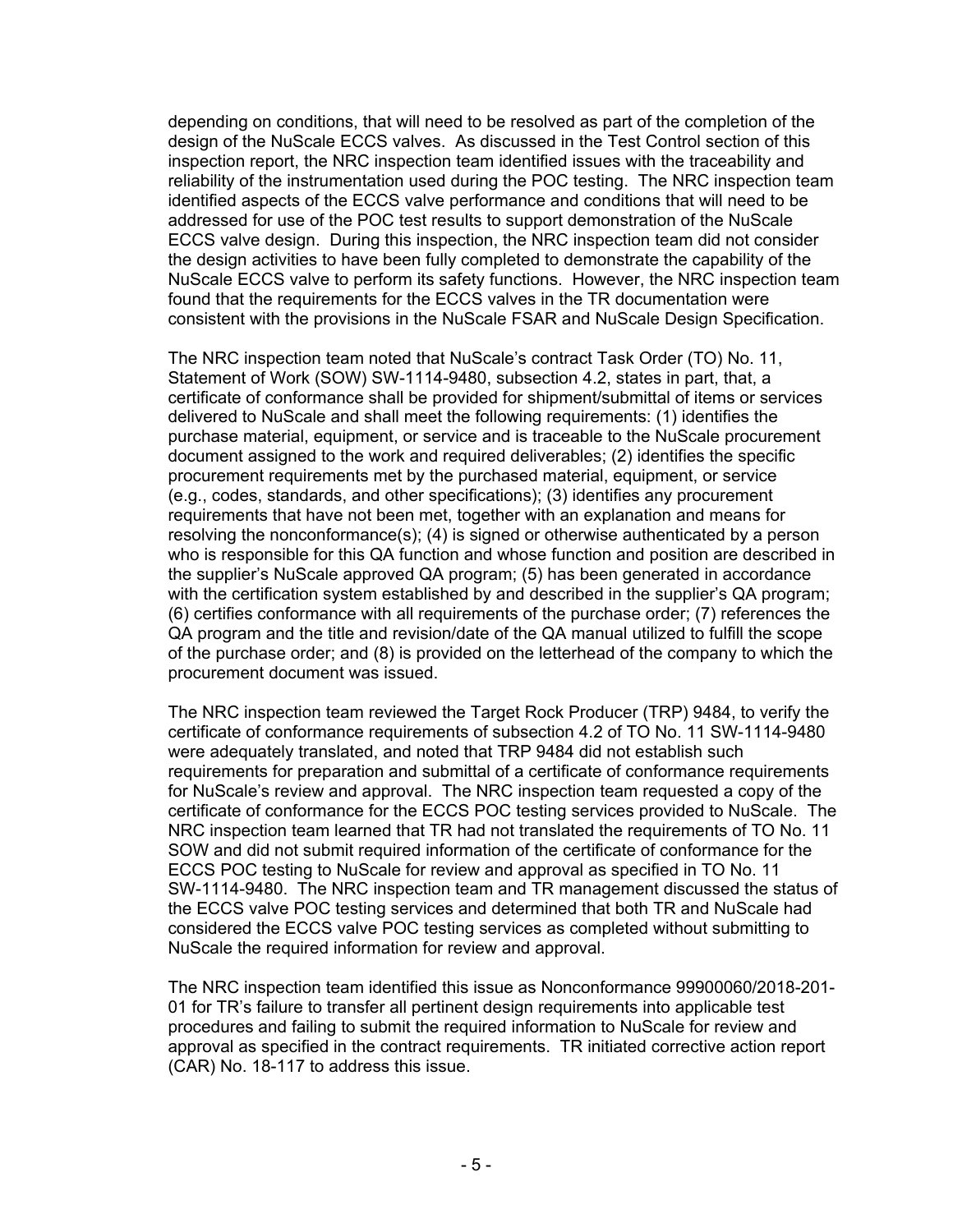depending on conditions, that will need to be resolved as part of the completion of the design of the NuScale ECCS valves. As discussed in the Test Control section of this inspection report, the NRC inspection team identified issues with the traceability and reliability of the instrumentation used during the POC testing. The NRC inspection team identified aspects of the ECCS valve performance and conditions that will need to be addressed for use of the POC test results to support demonstration of the NuScale ECCS valve design. During this inspection, the NRC inspection team did not consider the design activities to have been fully completed to demonstrate the capability of the NuScale ECCS valve to perform its safety functions. However, the NRC inspection team found that the requirements for the ECCS valves in the TR documentation were consistent with the provisions in the NuScale FSAR and NuScale Design Specification.

The NRC inspection team noted that NuScale's contract Task Order (TO) No. 11, Statement of Work (SOW) SW-1114-9480, subsection 4.2, states in part, that, a certificate of conformance shall be provided for shipment/submittal of items or services delivered to NuScale and shall meet the following requirements: (1) identifies the purchase material, equipment, or service and is traceable to the NuScale procurement document assigned to the work and required deliverables; (2) identifies the specific procurement requirements met by the purchased material, equipment, or service (e.g., codes, standards, and other specifications); (3) identifies any procurement requirements that have not been met, together with an explanation and means for resolving the nonconformance(s); (4) is signed or otherwise authenticated by a person who is responsible for this QA function and whose function and position are described in the supplier's NuScale approved QA program; (5) has been generated in accordance with the certification system established by and described in the supplier's QA program; (6) certifies conformance with all requirements of the purchase order; (7) references the QA program and the title and revision/date of the QA manual utilized to fulfill the scope of the purchase order; and (8) is provided on the letterhead of the company to which the procurement document was issued.

The NRC inspection team reviewed the Target Rock Producer (TRP) 9484, to verify the certificate of conformance requirements of subsection 4.2 of TO No. 11 SW-1114-9480 were adequately translated, and noted that TRP 9484 did not establish such requirements for preparation and submittal of a certificate of conformance requirements for NuScale's review and approval. The NRC inspection team requested a copy of the certificate of conformance for the ECCS POC testing services provided to NuScale. The NRC inspection team learned that TR had not translated the requirements of TO No. 11 SOW and did not submit required information of the certificate of conformance for the ECCS POC testing to NuScale for review and approval as specified in TO No. 11 SW-1114-9480. The NRC inspection team and TR management discussed the status of the ECCS valve POC testing services and determined that both TR and NuScale had considered the ECCS valve POC testing services as completed without submitting to NuScale the required information for review and approval.

The NRC inspection team identified this issue as Nonconformance 99900060/2018-201-01 for TR's failure to transfer all pertinent design requirements into applicable test procedures and failing to submit the required information to NuScale for review and approval as specified in the contract requirements. TR initiated corrective action report (CAR) No. 18-117 to address this issue.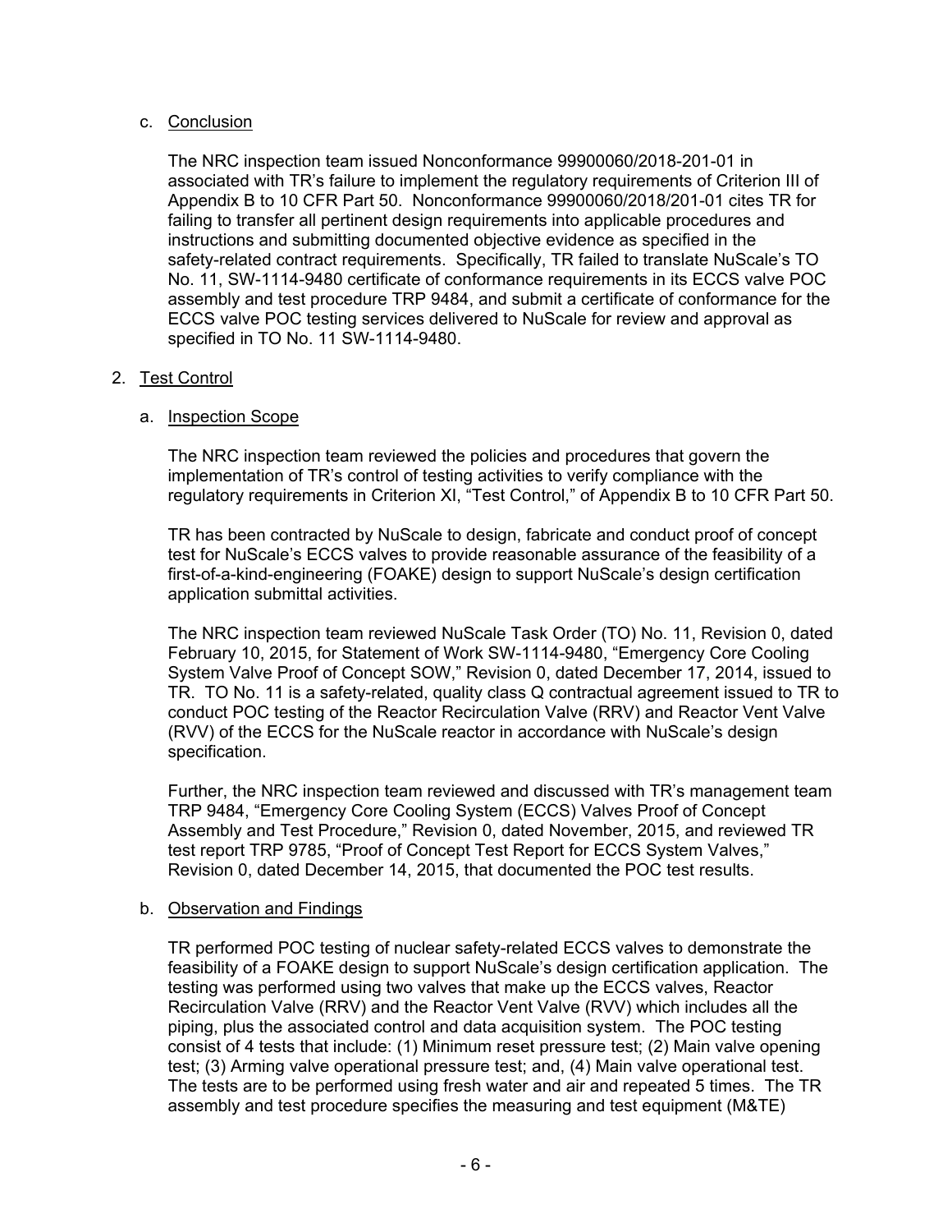c. Conclusion

The NRC inspection team issued Nonconformance 99900060/2018-201-01 in associated with TR's failure to implement the regulatory requirements of Criterion III of Appendix B to 10 CFR Part 50. Nonconformance 99900060/2018/201-01 cites TR for failing to transfer all pertinent design requirements into applicable procedures and instructions and submitting documented objective evidence as specified in the safety-related contract requirements. Specifically, TR failed to translate NuScale's TO No. 11, SW-1114-9480 certificate of conformance requirements in its ECCS valve POC assembly and test procedure TRP 9484, and submit a certificate of conformance for the ECCS valve POC testing services delivered to NuScale for review and approval as specified in TO No. 11 SW-1114-9480.

2. Test Control

a. Inspection Scope

The NRC inspection team reviewed the policies and procedures that govern the implementation of TR's control of testing activities to verify compliance with the regulatory requirements in Criterion XI, "Test Control," of Appendix B to 10 CFR Part 50.

TR has been contracted by NuScale to design, fabricate and conduct proof of concept test for NuScale's ECCS valves to provide reasonable assurance of the feasibility of a first-of-a-kind-engineering (FOAKE) design to support NuScale's design certification application submittal activities.

The NRC inspection team reviewed NuScale Task Order (TO) No. 11, Revision 0, dated February 10, 2015, for Statement of Work SW-1114-9480, "Emergency Core Cooling System Valve Proof of Concept SOW," Revision 0, dated December 17, 2014, issued to TR. TO No. 11 is a safety-related, quality class Q contractual agreement issued to TR to conduct POC testing of the Reactor Recirculation Valve (RRV) and Reactor Vent Valve (RVV) of the ECCS for the NuScale reactor in accordance with NuScale's design specification.

Further, the NRC inspection team reviewed and discussed with TR's management team TRP 9484, "Emergency Core Cooling System (ECCS) Valves Proof of Concept Assembly and Test Procedure," Revision 0, dated November, 2015, and reviewed TR test report TRP 9785, "Proof of Concept Test Report for ECCS System Valves," Revision 0, dated December 14, 2015, that documented the POC test results.

b. Observation and Findings

TR performed POC testing of nuclear safety-related ECCS valves to demonstrate the feasibility of a FOAKE design to support NuScale's design certification application. The testing was performed using two valves that make up the ECCS valves, Reactor Recirculation Valve (RRV) and the Reactor Vent Valve (RVV) which includes all the piping, plus the associated control and data acquisition system. The POC testing consist of 4 tests that include: (1) Minimum reset pressure test; (2) Main valve opening test; (3) Arming valve operational pressure test; and, (4) Main valve operational test. The tests are to be performed using fresh water and air and repeated 5 times. The TR assembly and test procedure specifies the measuring and test equipment (M&TE)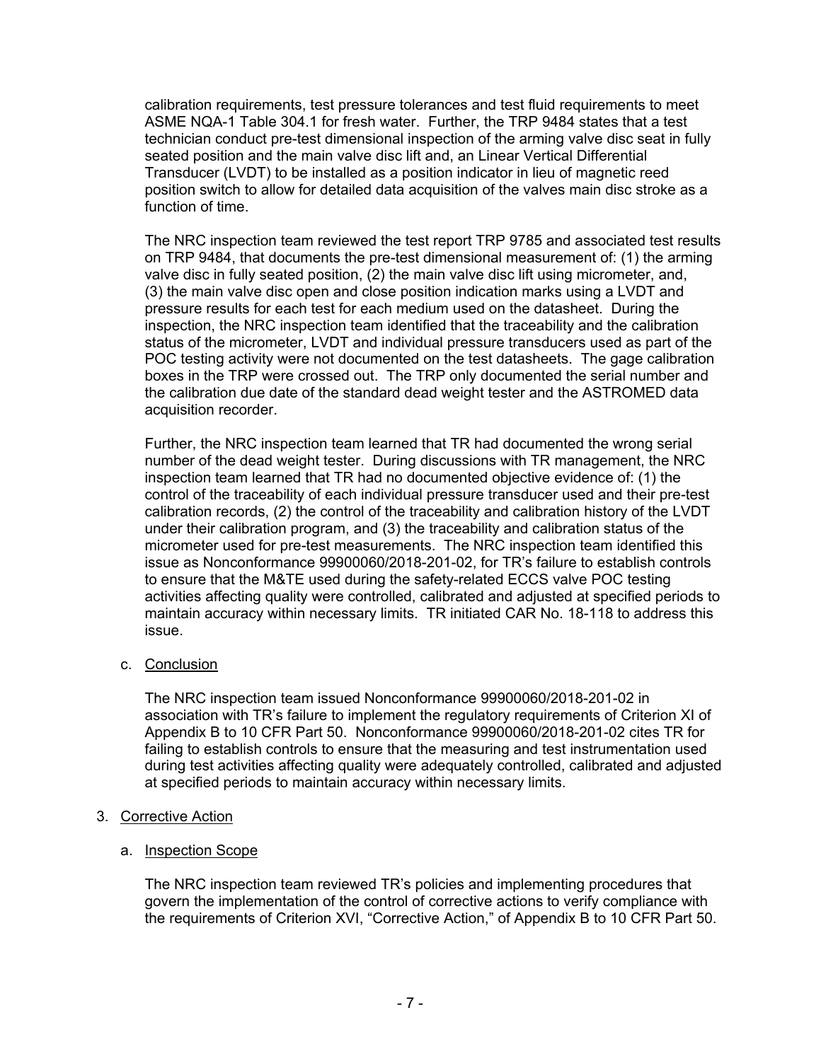calibration requirements, test pressure tolerances and test fluid requirements to meet ASME NQA-1 Table 304.1 for fresh water. Further, the TRP 9484 states that a test technician conduct pre-test dimensional inspection of the arming valve disc seat in fully seated position and the main valve disc lift and, an Linear Vertical Differential Transducer (LVDT) to be installed as a position indicator in lieu of magnetic reed position switch to allow for detailed data acquisition of the valves main disc stroke as a function of time.

The NRC inspection team reviewed the test report TRP 9785 and associated test results on TRP 9484, that documents the pre-test dimensional measurement of: (1) the arming valve disc in fully seated position, (2) the main valve disc lift using micrometer, and, (3) the main valve disc open and close position indication marks using a LVDT and pressure results for each test for each medium used on the datasheet. During the inspection, the NRC inspection team identified that the traceability and the calibration status of the micrometer, LVDT and individual pressure transducers used as part of the POC testing activity were not documented on the test datasheets. The gage calibration boxes in the TRP were crossed out. The TRP only documented the serial number and the calibration due date of the standard dead weight tester and the ASTROMED data acquisition recorder.

Further, the NRC inspection team learned that TR had documented the wrong serial number of the dead weight tester. During discussions with TR management, the NRC inspection team learned that TR had no documented objective evidence of: (1) the control of the traceability of each individual pressure transducer used and their pre-test calibration records, (2) the control of the traceability and calibration history of the LVDT under their calibration program, and (3) the traceability and calibration status of the micrometer used for pre-test measurements. The NRC inspection team identified this issue as Nonconformance 99900060/2018-201-02, for TR's failure to establish controls to ensure that the M&TE used during the safety-related ECCS valve POC testing activities affecting quality were controlled, calibrated and adjusted at specified periods to maintain accuracy within necessary limits. TR initiated CAR No. 18-118 to address this issue.

c. Conclusion

The NRC inspection team issued Nonconformance 99900060/2018-201-02 in association with TR's failure to implement the regulatory requirements of Criterion XI of Appendix B to 10 CFR Part 50. Nonconformance 99900060/2018-201-02 cites TR for failing to establish controls to ensure that the measuring and test instrumentation used during test activities affecting quality were adequately controlled, calibrated and adjusted at specified periods to maintain accuracy within necessary limits.

3. Corrective Action

a. Inspection Scope

The NRC inspection team reviewed TR's policies and implementing procedures that govern the implementation of the control of corrective actions to verify compliance with the requirements of Criterion XVI, "Corrective Action," of Appendix B to 10 CFR Part 50.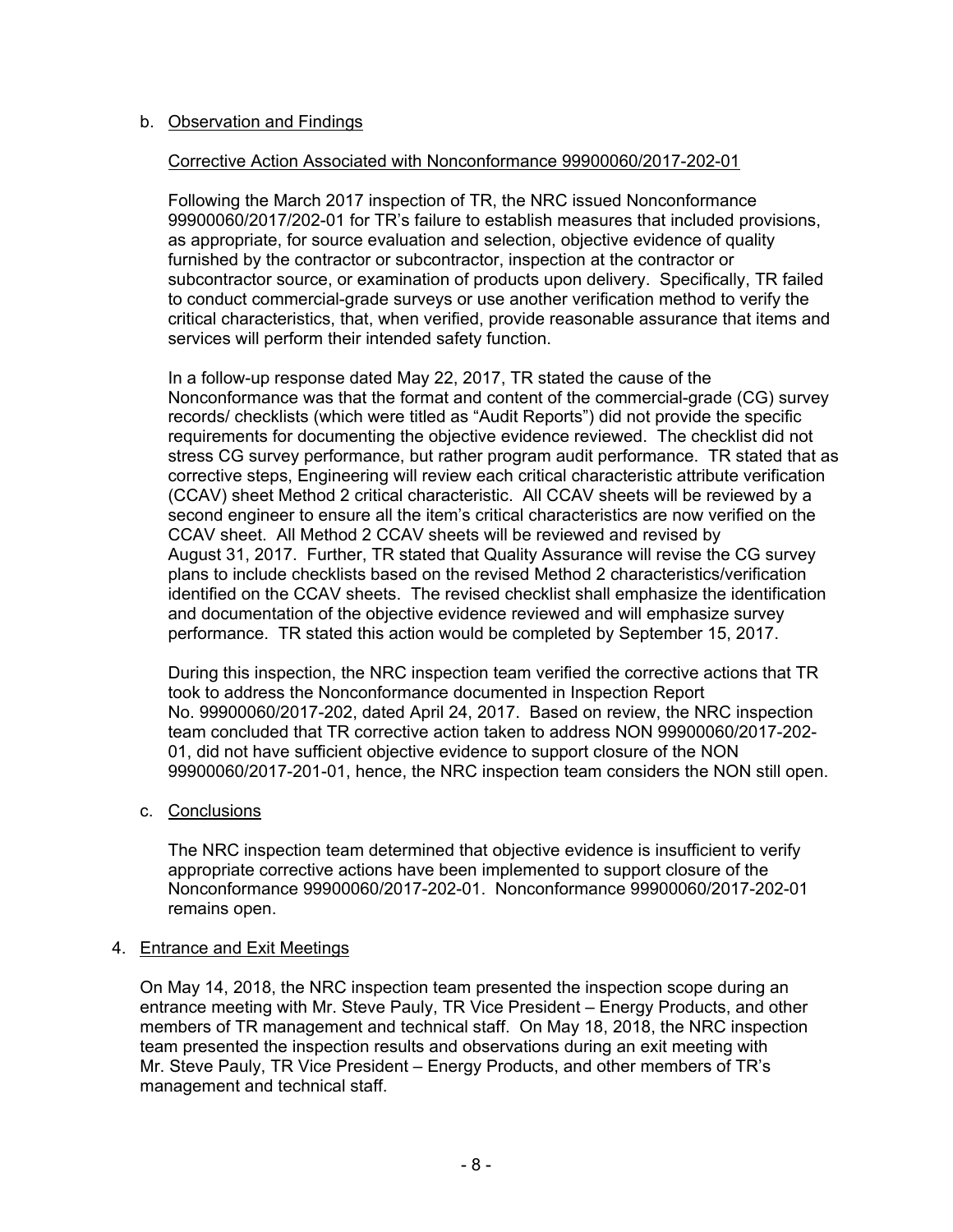b. Observation and Findings

Corrective Action Associated with Nonconformance 99900060/2017-202-01

Following the March 2017 inspection of TR, the NRC issued Nonconformance 99900060/2017/202-01 for TR's failure to establish measures that included provisions, as appropriate, for source evaluation and selection, objective evidence of quality furnished by the contractor or subcontractor, inspection at the contractor or subcontractor source, or examination of products upon delivery. Specifically, TR failed to conduct commercial-grade surveys or use another verification method to verify the critical characteristics, that, when verified, provide reasonable assurance that items and services will perform their intended safety function.

In a follow-up response dated May 22, 2017, TR stated the cause of the Nonconformance was that the format and content of the commercial-grade (CG) survey records/ checklists (which were titled as "Audit Reports") did not provide the specific requirements for documenting the objective evidence reviewed. The checklist did not stress CG survey performance, but rather program audit performance. TR stated that as corrective steps, Engineering will review each critical characteristic attribute verification (CCAV) sheet Method 2 critical characteristic. All CCAV sheets will be reviewed by a second engineer to ensure all the item's critical characteristics are now verified on the CCAV sheet. All Method 2 CCAV sheets will be reviewed and revised by August 31, 2017. Further, TR stated that Quality Assurance will revise the CG survey plans to include checklists based on the revised Method 2 characteristics/verification identified on the CCAV sheets. The revised checklist shall emphasize the identification and documentation of the objective evidence reviewed and will emphasize survey performance. TR stated this action would be completed by September 15, 2017.

During this inspection, the NRC inspection team verified the corrective actions that TR took to address the Nonconformance documented in Inspection Report No. 99900060/2017-202, dated April 24, 2017. Based on review, the NRC inspection team concluded that TR corrective action taken to address NON 99900060/2017-202-01, did not have sufficient objective evidence to support closure of the NON 99900060/2017-201-01, hence, the NRC inspection team considers the NON still open.

c. Conclusions

The NRC inspection team determined that objective evidence is insufficient to verify appropriate corrective actions have been implemented to support closure of the Nonconformance 99900060/2017-202-01. Nonconformance 99900060/2017-202-01 remains open.

4. Entrance and Exit Meetings

On May 14, 2018, the NRC inspection team presented the inspection scope during an entrance meeting with Mr. Steve Pauly, TR Vice President – Energy Products, and other members of TR management and technical staff. On May 18, 2018, the NRC inspection team presented the inspection results and observations during an exit meeting with Mr. Steve Pauly, TR Vice President – Energy Products, and other members of TR's management and technical staff.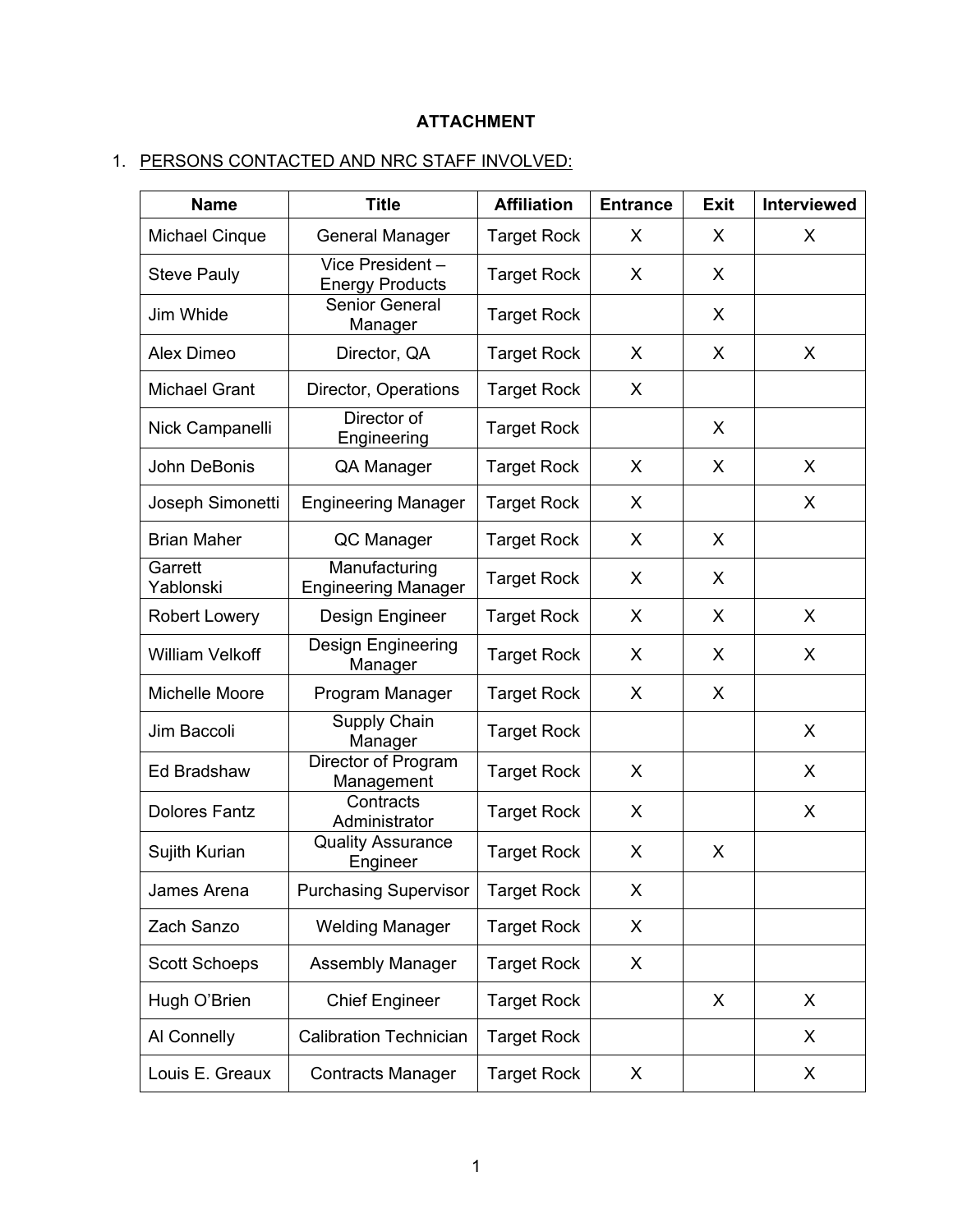**ATTACHMENT**

1. PERSONS CONTACTED AND NRC STAFF INVOLVED:

| Name | Title | Affiliation | Entrance | Exit | Interviewed |
|---|---|---|---|---|---|
| Michael Cinque | General Manager | Target Rock | X | X | X |
| Steve Pauly | Vice President – Energy Products | Target Rock | X | X | |
| Jim Whide | Senior General Manager | Target Rock | | X | |
| Alex Dimeo | Director, QA | Target Rock | X | X | X |
| Michael Grant | Director, Operations | Target Rock | X | | |
| Nick Campanelli | Director of Engineering | Target Rock | | X | |
| John DeBonis | QA Manager | Target Rock | X | X | X |
| Joseph Simonetti | Engineering Manager | Target Rock | X | | X |
| Brian Maher | QC Manager | Target Rock | X | X | |
| Garrett Yablonski | Manufacturing Engineering Manager | Target Rock | X | X | |
| Robert Lowery | Design Engineer | Target Rock | X | X | X |
| William Velkoff | Design Engineering Manager | Target Rock | X | X | X |
| Michelle Moore | Program Manager | Target Rock | X | X | |
| Jim Baccoli | Supply Chain Manager | Target Rock | | | X |
| Ed Bradshaw | Director of Program Management | Target Rock | X | | X |
| Dolores Fantz | Contracts Administrator | Target Rock | X | | X |
| Sujith Kurian | Quality Assurance Engineer | Target Rock | X | X | |
| James Arena | Purchasing Supervisor | Target Rock | X | | |
| Zach Sanzo | Welding Manager | Target Rock | X | | |
| Scott Schoeps | Assembly Manager | Target Rock | X | | |
| Hugh O'Brien | Chief Engineer | Target Rock | | X | X |
| Al Connelly | Calibration Technician | Target Rock | | | X |
| Louis E. Greaux | Contracts Manager | Target Rock | X | | X |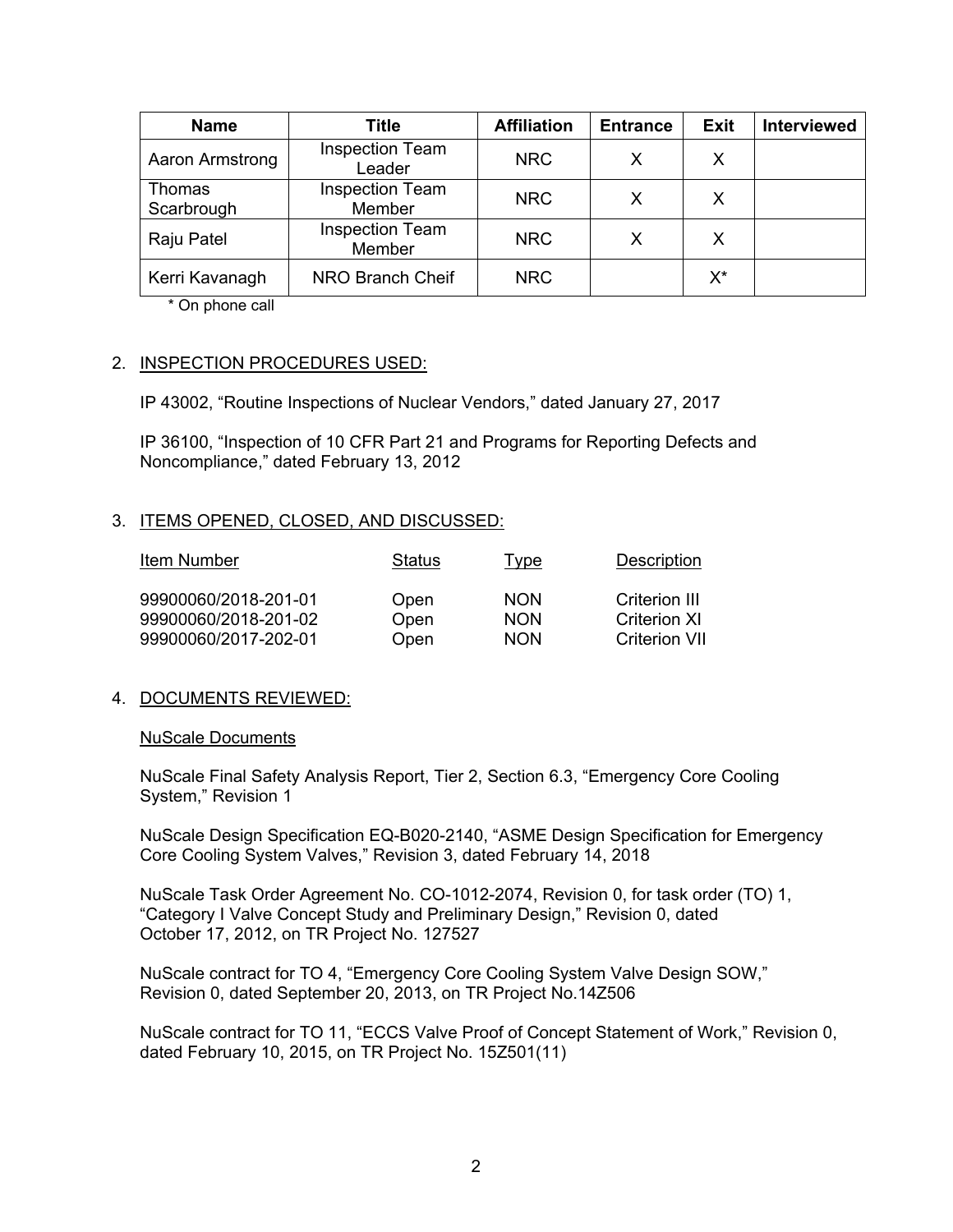| Name | Title | Affiliation | Entrance | Exit | Interviewed |
|---|---|---|---|---|---|
| Aaron Armstrong | Inspection Team Leader | NRC | X | X | |
| Thomas Scarbrough | Inspection Team Member | NRC | X | X | |
| Raju Patel | Inspection Team Member | NRC | X | X | |
| Kerri Kavanagh | NRO Branch Cheif | NRC | | X* | |

\* On phone call

2. INSPECTION PROCEDURES USED:

   IP 43002, "Routine Inspections of Nuclear Vendors," dated January 27, 2017

   IP 36100, "Inspection of 10 CFR Part 21 and Programs for Reporting Defects and Noncompliance," dated February 13, 2012

3. ITEMS OPENED, CLOSED, AND DISCUSSED:

| Item Number | Status | Type | Description |
|---|---|---|---|
| 99900060/2018-201-01 | Open | NON | Criterion III |
| 99900060/2018-201-02 | Open | NON | Criterion XI |
| 99900060/2017-202-01 | Open | NON | Criterion VII |

4. DOCUMENTS REVIEWED:

   NuScale Documents

   NuScale Final Safety Analysis Report, Tier 2, Section 6.3, "Emergency Core Cooling System," Revision 1

   NuScale Design Specification EQ-B020-2140, "ASME Design Specification for Emergency Core Cooling System Valves," Revision 3, dated February 14, 2018

   NuScale Task Order Agreement No. CO-1012-2074, Revision 0, for task order (TO) 1, "Category I Valve Concept Study and Preliminary Design," Revision 0, dated October 17, 2012, on TR Project No. 127527

   NuScale contract for TO 4, "Emergency Core Cooling System Valve Design SOW," Revision 0, dated September 20, 2013, on TR Project No.14Z506

   NuScale contract for TO 11, "ECCS Valve Proof of Concept Statement of Work," Revision 0, dated February 10, 2015, on TR Project No. 15Z501(11)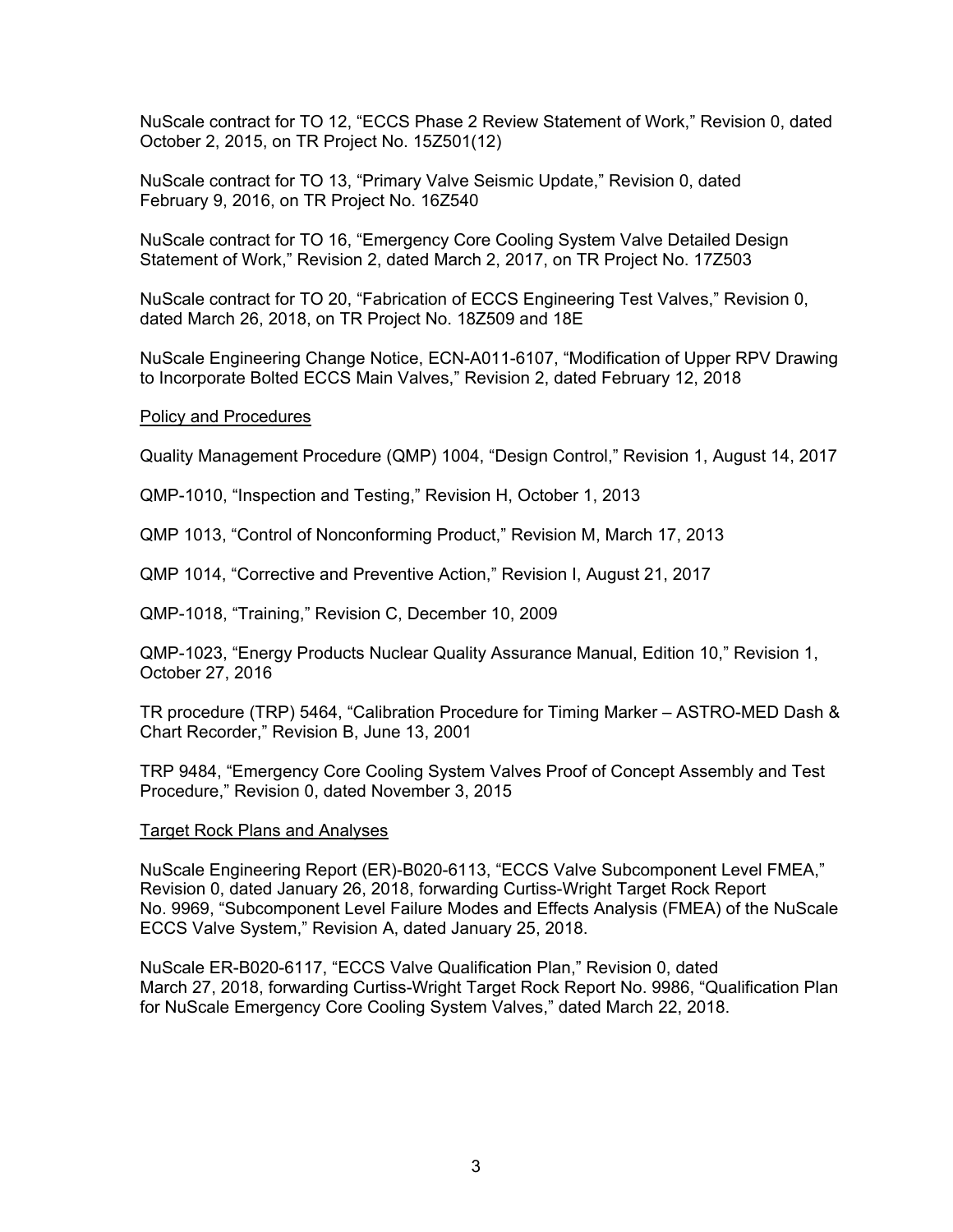NuScale contract for TO 12, "ECCS Phase 2 Review Statement of Work," Revision 0, dated October 2, 2015, on TR Project No. 15Z501(12)

NuScale contract for TO 13, "Primary Valve Seismic Update," Revision 0, dated February 9, 2016, on TR Project No. 16Z540

NuScale contract for TO 16, "Emergency Core Cooling System Valve Detailed Design Statement of Work," Revision 2, dated March 2, 2017, on TR Project No. 17Z503

NuScale contract for TO 20, "Fabrication of ECCS Engineering Test Valves," Revision 0, dated March 26, 2018, on TR Project No. 18Z509 and 18E

NuScale Engineering Change Notice, ECN-A011-6107, "Modification of Upper RPV Drawing to Incorporate Bolted ECCS Main Valves," Revision 2, dated February 12, 2018

<u>Policy and Procedures</u>

Quality Management Procedure (QMP) 1004, "Design Control," Revision 1, August 14, 2017

QMP-1010, "Inspection and Testing," Revision H, October 1, 2013

QMP 1013, "Control of Nonconforming Product," Revision M, March 17, 2013

QMP 1014, "Corrective and Preventive Action," Revision I, August 21, 2017

QMP-1018, "Training," Revision C, December 10, 2009

QMP-1023, "Energy Products Nuclear Quality Assurance Manual, Edition 10," Revision 1, October 27, 2016

TR procedure (TRP) 5464, "Calibration Procedure for Timing Marker – ASTRO-MED Dash & Chart Recorder," Revision B, June 13, 2001

TRP 9484, "Emergency Core Cooling System Valves Proof of Concept Assembly and Test Procedure," Revision 0, dated November 3, 2015

<u>Target Rock Plans and Analyses</u>

NuScale Engineering Report (ER)-B020-6113, "ECCS Valve Subcomponent Level FMEA," Revision 0, dated January 26, 2018, forwarding Curtiss-Wright Target Rock Report No. 9969, "Subcomponent Level Failure Modes and Effects Analysis (FMEA) of the NuScale ECCS Valve System," Revision A, dated January 25, 2018.

NuScale ER-B020-6117, "ECCS Valve Qualification Plan," Revision 0, dated March 27, 2018, forwarding Curtiss-Wright Target Rock Report No. 9986, "Qualification Plan for NuScale Emergency Core Cooling System Valves," dated March 22, 2018.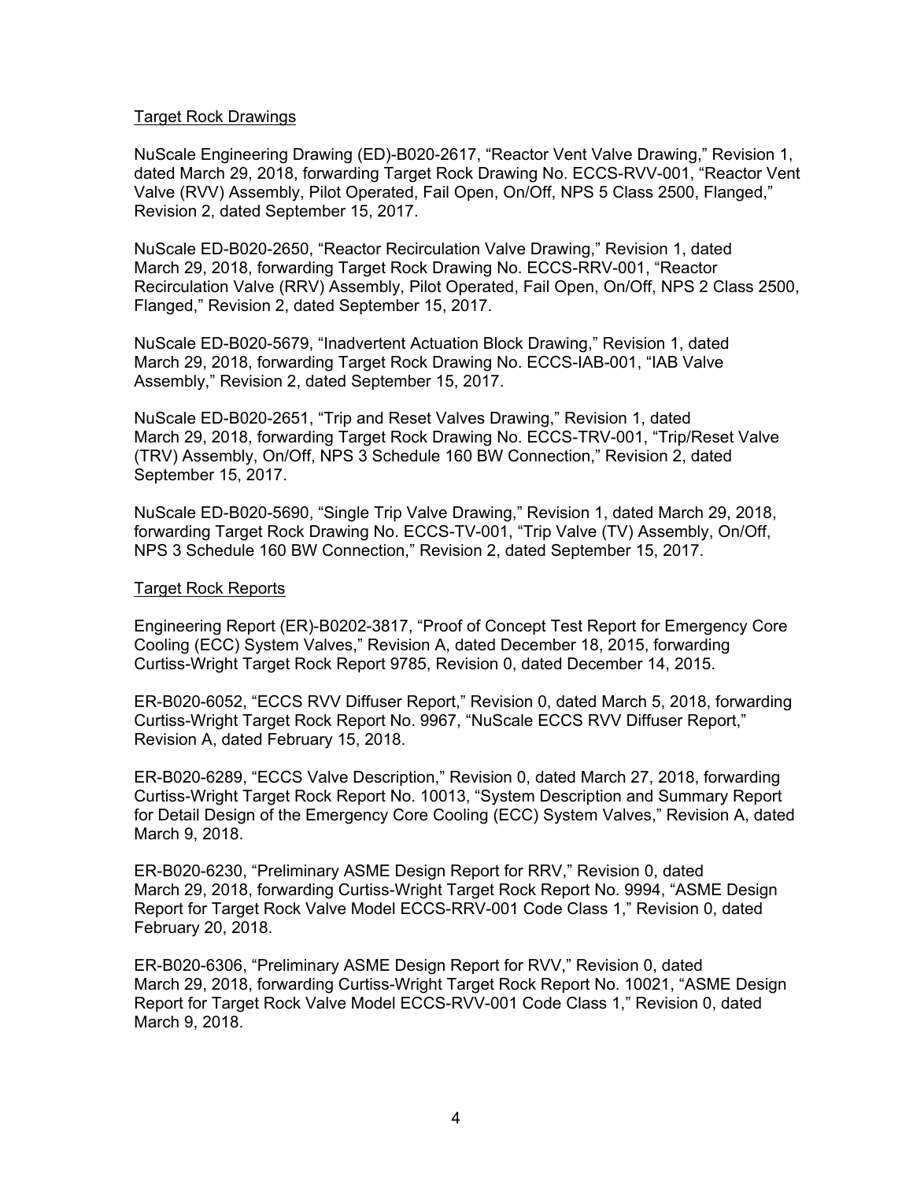Target Rock Drawings

NuScale Engineering Drawing (ED)-B020-2617, “Reactor Vent Valve Drawing,” Revision 1, dated March 29, 2018, forwarding Target Rock Drawing No. ECCS-RVV-001, “Reactor Vent Valve (RVV) Assembly, Pilot Operated, Fail Open, On/Off, NPS 5 Class 2500, Flanged,” Revision 2, dated September 15, 2017.

NuScale ED-B020-2650, “Reactor Recirculation Valve Drawing,” Revision 1, dated March 29, 2018, forwarding Target Rock Drawing No. ECCS-RRV-001, “Reactor Recirculation Valve (RRV) Assembly, Pilot Operated, Fail Open, On/Off, NPS 2 Class 2500, Flanged,” Revision 2, dated September 15, 2017.

NuScale ED-B020-5679, “Inadvertent Actuation Block Drawing,” Revision 1, dated March 29, 2018, forwarding Target Rock Drawing No. ECCS-IAB-001, “IAB Valve Assembly,” Revision 2, dated September 15, 2017.

NuScale ED-B020-2651, “Trip and Reset Valves Drawing,” Revision 1, dated March 29, 2018, forwarding Target Rock Drawing No. ECCS-TRV-001, “Trip/Reset Valve (TRV) Assembly, On/Off, NPS 3 Schedule 160 BW Connection,” Revision 2, dated September 15, 2017.

NuScale ED-B020-5690, “Single Trip Valve Drawing,” Revision 1, dated March 29, 2018, forwarding Target Rock Drawing No. ECCS-TV-001, “Trip Valve (TV) Assembly, On/Off, NPS 3 Schedule 160 BW Connection,” Revision 2, dated September 15, 2017.

Target Rock Reports

Engineering Report (ER)-B0202-3817, “Proof of Concept Test Report for Emergency Core Cooling (ECC) System Valves,” Revision A, dated December 18, 2015, forwarding Curtiss-Wright Target Rock Report 9785, Revision 0, dated December 14, 2015.

ER-B020-6052, “ECCS RVV Diffuser Report,” Revision 0, dated March 5, 2018, forwarding Curtiss-Wright Target Rock Report No. 9967, “NuScale ECCS RVV Diffuser Report,” Revision A, dated February 15, 2018.

ER-B020-6289, “ECCS Valve Description,” Revision 0, dated March 27, 2018, forwarding Curtiss-Wright Target Rock Report No. 10013, “System Description and Summary Report for Detail Design of the Emergency Core Cooling (ECC) System Valves,” Revision A, dated March 9, 2018.

ER-B020-6230, “Preliminary ASME Design Report for RRV,” Revision 0, dated March 29, 2018, forwarding Curtiss-Wright Target Rock Report No. 9994, “ASME Design Report for Target Rock Valve Model ECCS-RRV-001 Code Class 1,” Revision 0, dated February 20, 2018.

ER-B020-6306, “Preliminary ASME Design Report for RVV,” Revision 0, dated March 29, 2018, forwarding Curtiss-Wright Target Rock Report No. 10021, “ASME Design Report for Target Rock Valve Model ECCS-RVV-001 Code Class 1,” Revision 0, dated March 9, 2018.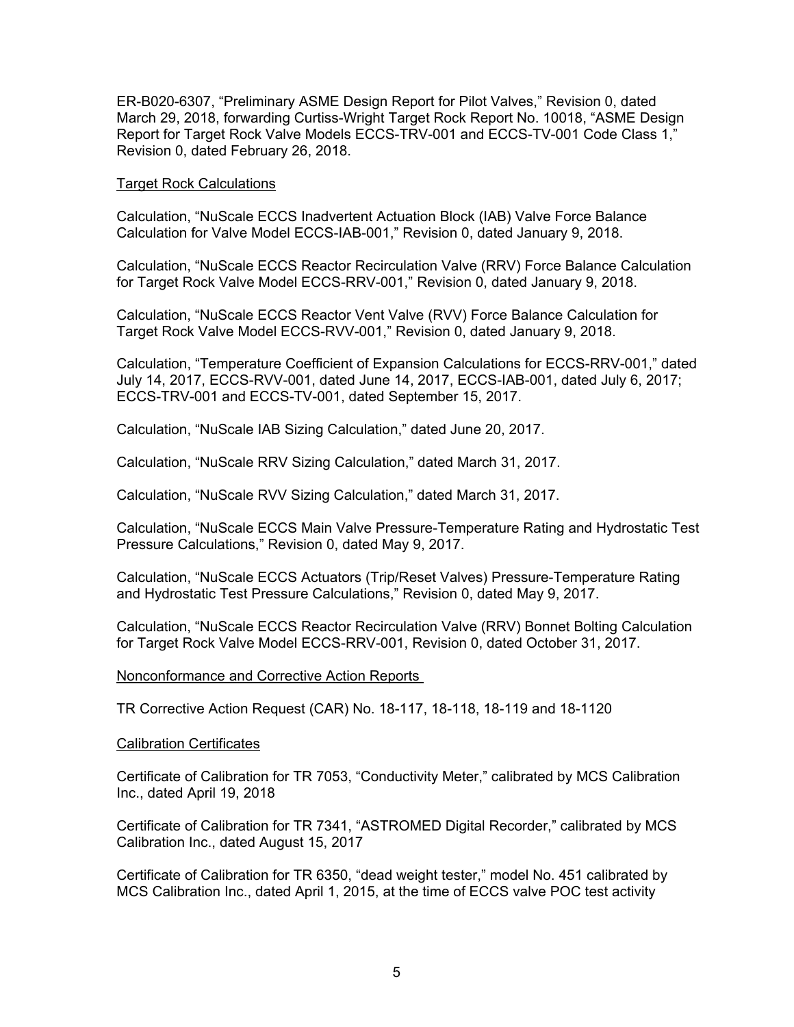ER-B020-6307, "Preliminary ASME Design Report for Pilot Valves," Revision 0, dated March 29, 2018, forwarding Curtiss-Wright Target Rock Report No. 10018, "ASME Design Report for Target Rock Valve Models ECCS-TRV-001 and ECCS-TV-001 Code Class 1," Revision 0, dated February 26, 2018.

<u>Target Rock Calculations</u>

Calculation, "NuScale ECCS Inadvertent Actuation Block (IAB) Valve Force Balance Calculation for Valve Model ECCS-IAB-001," Revision 0, dated January 9, 2018.

Calculation, "NuScale ECCS Reactor Recirculation Valve (RRV) Force Balance Calculation for Target Rock Valve Model ECCS-RRV-001," Revision 0, dated January 9, 2018.

Calculation, "NuScale ECCS Reactor Vent Valve (RVV) Force Balance Calculation for Target Rock Valve Model ECCS-RVV-001," Revision 0, dated January 9, 2018.

Calculation, "Temperature Coefficient of Expansion Calculations for ECCS-RRV-001," dated July 14, 2017, ECCS-RVV-001, dated June 14, 2017, ECCS-IAB-001, dated July 6, 2017; ECCS-TRV-001 and ECCS-TV-001, dated September 15, 2017.

Calculation, "NuScale IAB Sizing Calculation," dated June 20, 2017.

Calculation, "NuScale RRV Sizing Calculation," dated March 31, 2017.

Calculation, "NuScale RVV Sizing Calculation," dated March 31, 2017.

Calculation, "NuScale ECCS Main Valve Pressure-Temperature Rating and Hydrostatic Test Pressure Calculations," Revision 0, dated May 9, 2017.

Calculation, "NuScale ECCS Actuators (Trip/Reset Valves) Pressure-Temperature Rating and Hydrostatic Test Pressure Calculations," Revision 0, dated May 9, 2017.

Calculation, "NuScale ECCS Reactor Recirculation Valve (RRV) Bonnet Bolting Calculation for Target Rock Valve Model ECCS-RRV-001, Revision 0, dated October 31, 2017.

<u>Nonconformance and Corrective Action Reports</u>

TR Corrective Action Request (CAR) No. 18-117, 18-118, 18-119 and 18-1120

<u>Calibration Certificates</u>

Certificate of Calibration for TR 7053, "Conductivity Meter," calibrated by MCS Calibration Inc., dated April 19, 2018

Certificate of Calibration for TR 7341, "ASTROMED Digital Recorder," calibrated by MCS Calibration Inc., dated August 15, 2017

Certificate of Calibration for TR 6350, "dead weight tester," model No. 451 calibrated by MCS Calibration Inc., dated April 1, 2015, at the time of ECCS valve POC test activity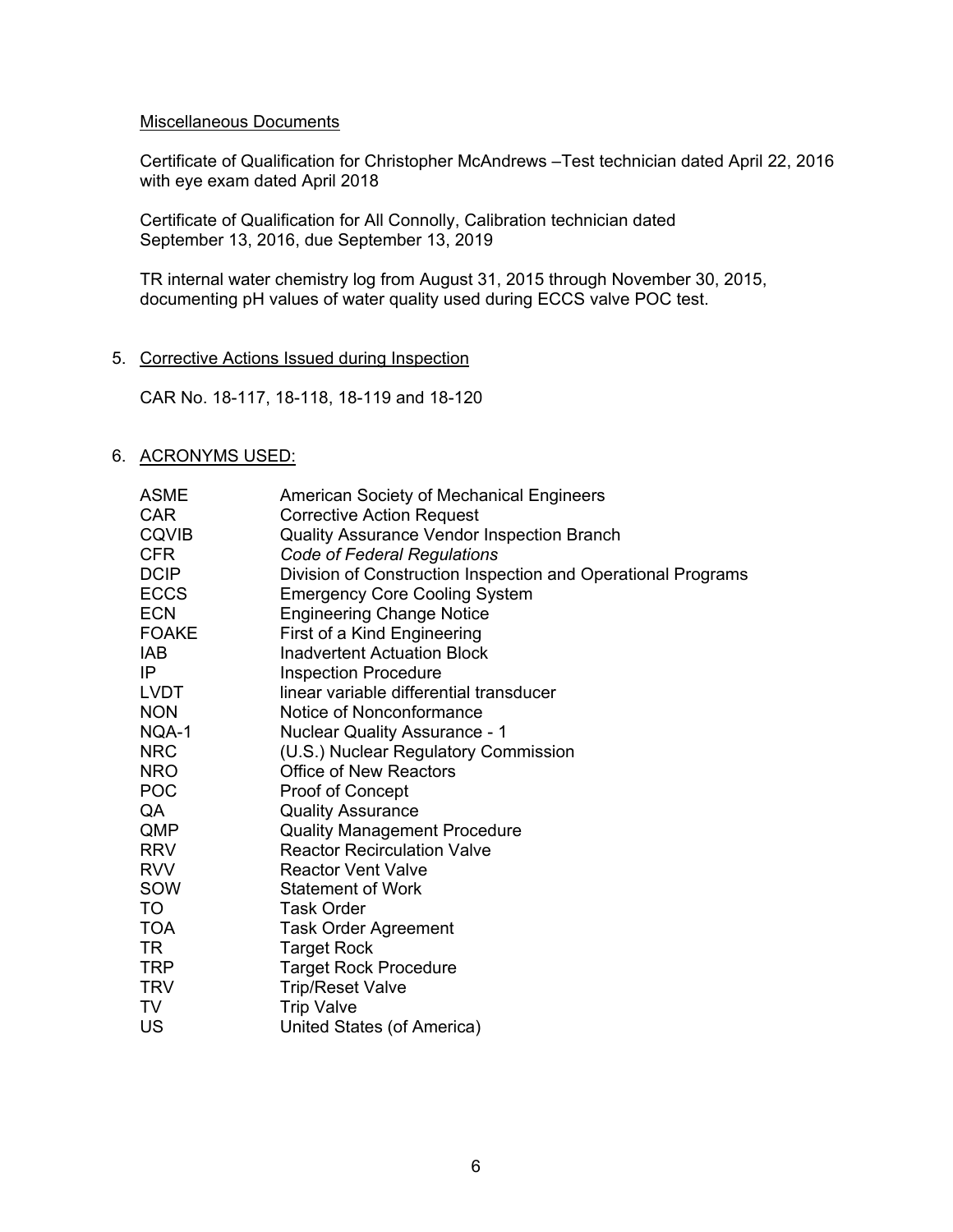Miscellaneous Documents

Certificate of Qualification for Christopher McAndrews –Test technician dated April 22, 2016 with eye exam dated April 2018

Certificate of Qualification for All Connolly, Calibration technician dated September 13, 2016, due September 13, 2019

TR internal water chemistry log from August 31, 2015 through November 30, 2015, documenting pH values of water quality used during ECCS valve POC test.

5. Corrective Actions Issued during Inspection

CAR No. 18-117, 18-118, 18-119 and 18-120

6. ACRONYMS USED:

| | |
|---|---|
| ASME | American Society of Mechanical Engineers |
| CAR | Corrective Action Request |
| CQVIB | Quality Assurance Vendor Inspection Branch |
| CFR | *Code of Federal Regulations* |
| DCIP | Division of Construction Inspection and Operational Programs |
| ECCS | Emergency Core Cooling System |
| ECN | Engineering Change Notice |
| FOAKE | First of a Kind Engineering |
| IAB | Inadvertent Actuation Block |
| IP | Inspection Procedure |
| LVDT | linear variable differential transducer |
| NON | Notice of Nonconformance |
| NQA-1 | Nuclear Quality Assurance - 1 |
| NRC | (U.S.) Nuclear Regulatory Commission |
| NRO | Office of New Reactors |
| POC | Proof of Concept |
| QA | Quality Assurance |
| QMP | Quality Management Procedure |
| RRV | Reactor Recirculation Valve |
| RVV | Reactor Vent Valve |
| SOW | Statement of Work |
| TO | Task Order |
| TOA | Task Order Agreement |
| TR | Target Rock |
| TRP | Target Rock Procedure |
| TRV | Trip/Reset Valve |
| TV | Trip Valve |
| US | United States (of America) |